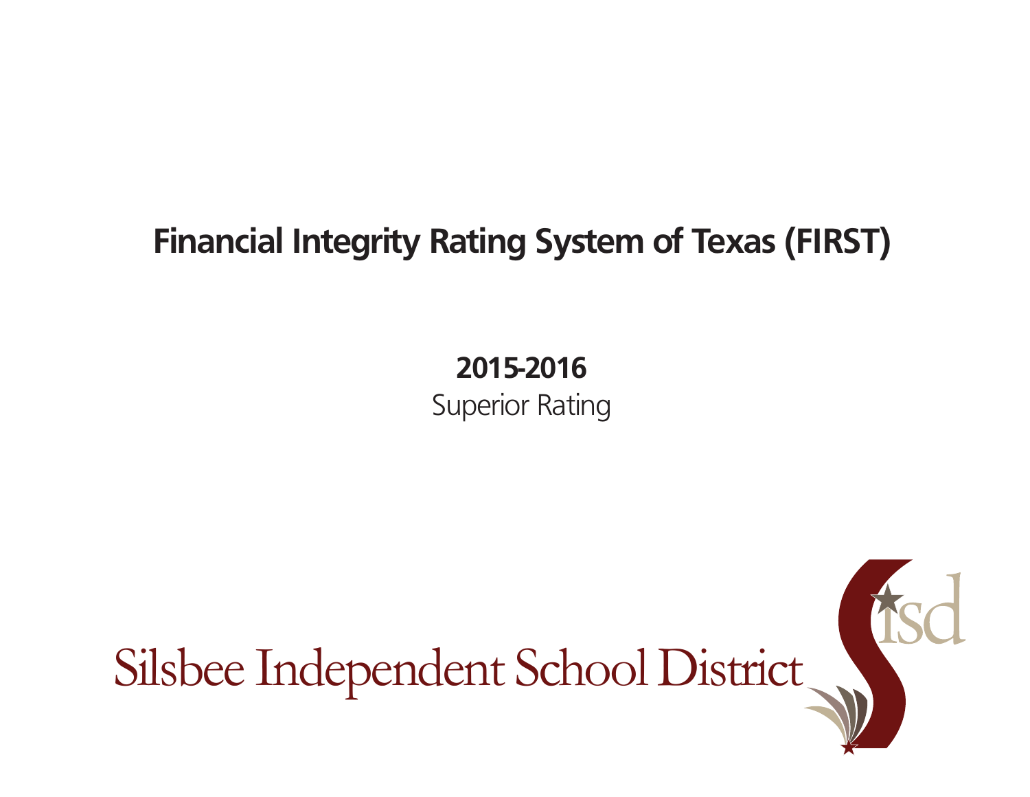# Financial Integrity Rating System of Texas (FIRST)

**2015-2016**

Superior Rating

Silsbee Independent School District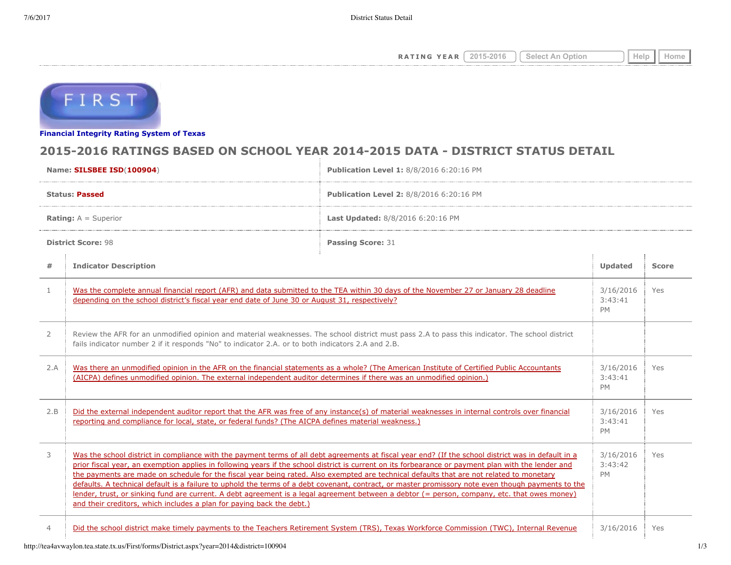RATING YEAR 2015-2016 Select An Option Help Home

FIRST

**Financial Integrity Rating System of Texas**

# 2015-2016 RATINGS BASED ON SCHOOL YEAR 2014-2015 DATA - DISTRICT STATUS DETAIL

| | |
|---|---|
| **Name:** **SILSBEE ISD**(**100904**) | **Publication Level 1:** 8/8/2016 6:20:16 PM |
| **Status:** **Passed** | **Publication Level 2:** 8/8/2016 6:20:16 PM |
| **Rating:** A = Superior | **Last Updated:** 8/8/2016 6:20:16 PM |
| **District Score:** 98 | **Passing Score:** 31 |

| # | Indicator Description | Updated | Score |
|---|---|---|---|
| 1 | Was the complete annual financial report (AFR) and data submitted to the TEA within 30 days of the November 27 or January 28 deadline depending on the school district's fiscal year end date of June 30 or August 31, respectively? | 3/16/2016 3:43:41 PM | Yes |
| 2 | Review the AFR for an unmodified opinion and material weaknesses. The school district must pass 2.A to pass this indicator. The school district fails indicator number 2 if it responds "No" to indicator 2.A. or to both indicators 2.A and 2.B. | | |
| 2.A | Was there an unmodified opinion in the AFR on the financial statements as a whole? (The American Institute of Certified Public Accountants (AICPA) defines unmodified opinion. The external independent auditor determines if there was an unmodified opinion.) | 3/16/2016 3:43:41 PM | Yes |
| 2.B | Did the external independent auditor report that the AFR was free of any instance(s) of material weaknesses in internal controls over financial reporting and compliance for local, state, or federal funds? (The AICPA defines material weakness.) | 3/16/2016 3:43:41 PM | Yes |
| 3 | Was the school district in compliance with the payment terms of all debt agreements at fiscal year end? (If the school district was in default in a prior fiscal year, an exemption applies in following years if the school district is current on its forbearance or payment plan with the lender and the payments are made on schedule for the fiscal year being rated. Also exempted are technical defaults that are not related to monetary defaults. A technical default is a failure to uphold the terms of a debt covenant, contract, or master promissory note even though payments to the lender, trust, or sinking fund are current. A debt agreement is a legal agreement between a debtor (= person, company, etc. that owes money) and their creditors, which includes a plan for paying back the debt.) | 3/16/2016 3:43:42 PM | Yes |
| 4 | Did the school district make timely payments to the Teachers Retirement System (TRS), Texas Workforce Commission (TWC), Internal Revenue | 3/16/2016 | Yes |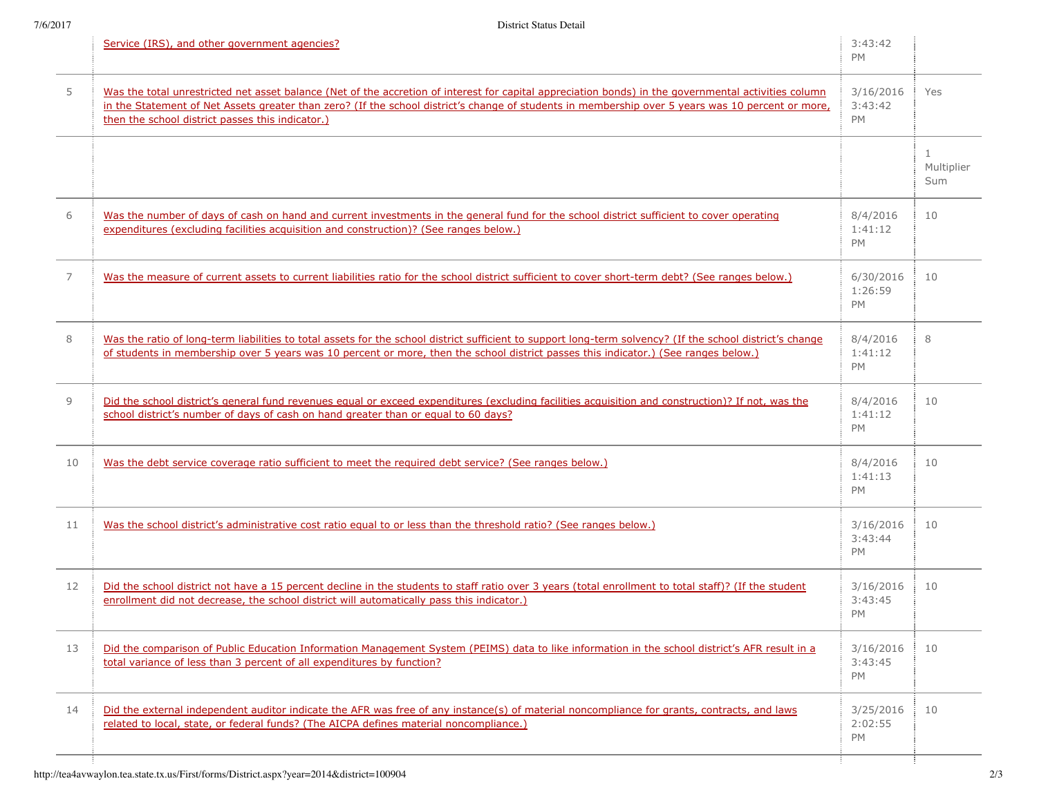| | | | |
|---|---|---|---|
| | Service (IRS), and other government agencies? | 3:43:42 PM | |
| 5 | Was the total unrestricted net asset balance (Net of the accretion of interest for capital appreciation bonds) in the governmental activities column in the Statement of Net Assets greater than zero? (If the school district's change of students in membership over 5 years was 10 percent or more, then the school district passes this indicator.) | 3/16/2016 3:43:42 PM | Yes |
| | | | 1 Multiplier Sum |
| 6 | Was the number of days of cash on hand and current investments in the general fund for the school district sufficient to cover operating expenditures (excluding facilities acquisition and construction)? (See ranges below.) | 8/4/2016 1:41:12 PM | 10 |
| 7 | Was the measure of current assets to current liabilities ratio for the school district sufficient to cover short-term debt? (See ranges below.) | 6/30/2016 1:26:59 PM | 10 |
| 8 | Was the ratio of long-term liabilities to total assets for the school district sufficient to support long-term solvency? (If the school district's change of students in membership over 5 years was 10 percent or more, then the school district passes this indicator.) (See ranges below.) | 8/4/2016 1:41:12 PM | 8 |
| 9 | Did the school district's general fund revenues equal or exceed expenditures (excluding facilities acquisition and construction)? If not, was the school district's number of days of cash on hand greater than or equal to 60 days? | 8/4/2016 1:41:12 PM | 10 |
| 10 | Was the debt service coverage ratio sufficient to meet the required debt service? (See ranges below.) | 8/4/2016 1:41:13 PM | 10 |
| 11 | Was the school district's administrative cost ratio equal to or less than the threshold ratio? (See ranges below.) | 3/16/2016 3:43:44 PM | 10 |
| 12 | Did the school district not have a 15 percent decline in the students to staff ratio over 3 years (total enrollment to total staff)? (If the student enrollment did not decrease, the school district will automatically pass this indicator.) | 3/16/2016 3:43:45 PM | 10 |
| 13 | Did the comparison of Public Education Information Management System (PEIMS) data to like information in the school district's AFR result in a total variance of less than 3 percent of all expenditures by function? | 3/16/2016 3:43:45 PM | 10 |
| 14 | Did the external independent auditor indicate the AFR was free of any instance(s) of material noncompliance for grants, contracts, and laws related to local, state, or federal funds? (The AICPA defines material noncompliance.) | 3/25/2016 2:02:55 PM | 10 |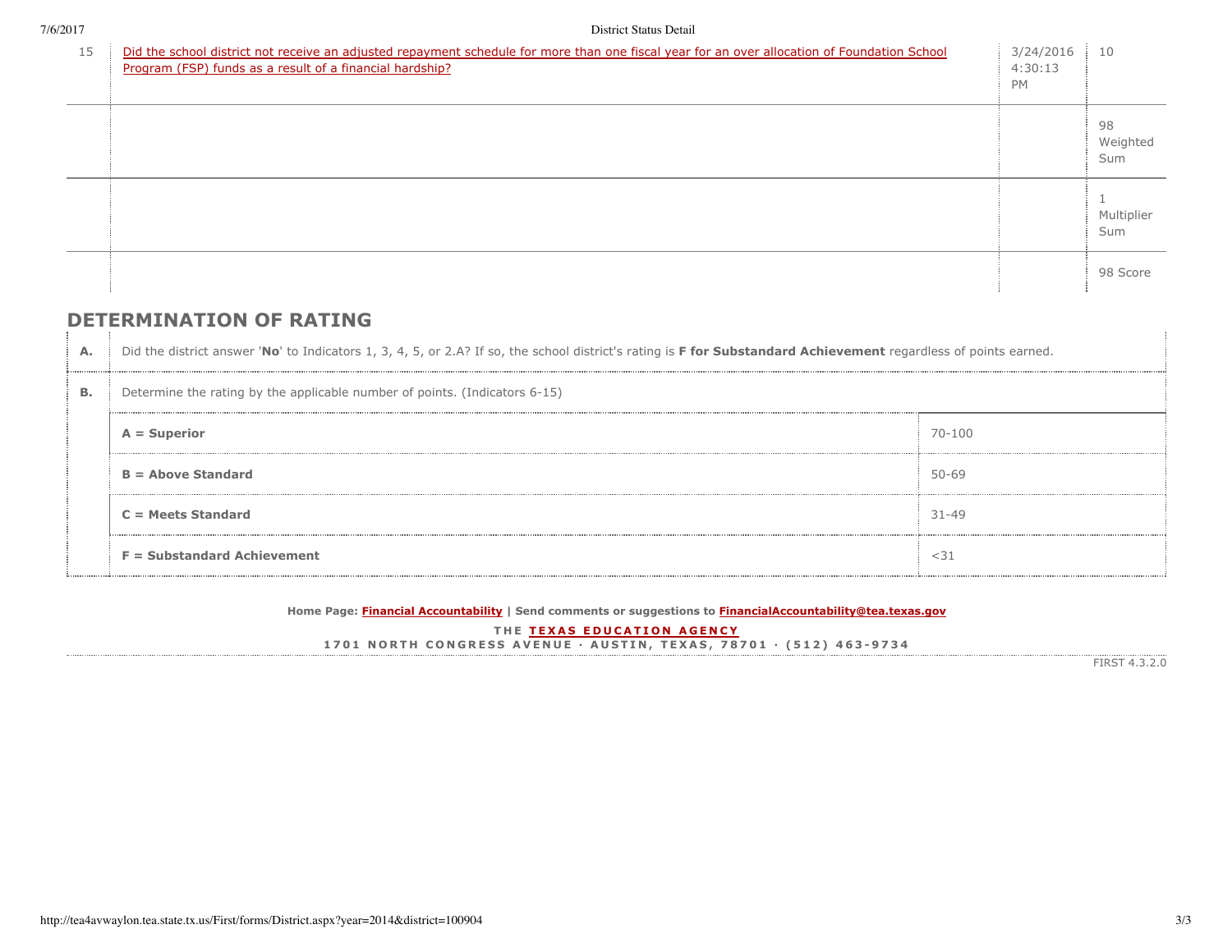| | | | |
|---|---|---|---|
| 15 | Did the school district not receive an adjusted repayment schedule for more than one fiscal year for an over allocation of Foundation School Program (FSP) funds as a result of a financial hardship? | 3/24/2016 4:30:13 PM | 10 |
| | | | 98 Weighted Sum |
| | | | 1 Multiplier Sum |
| | | | 98 Score |

## DETERMINATION OF RATING

| | | |
|---|---|---|
| **A.** | Did the district answer '**No**' to Indicators 1, 3, 4, 5, or 2.A? If so, the school district's rating is **F for Substandard Achievement** regardless of points earned. | |
| **B.** | Determine the rating by the applicable number of points. (Indicators 6-15) | |
| | **A = Superior** | 70-100 |
| | **B = Above Standard** | 50-69 |
| | **C = Meets Standard** | 31-49 |
| | **F = Substandard Achievement** | <31 |

**Home Page: Financial Accountability | Send comments or suggestions to FinancialAccountability@tea.texas.gov**

**THE TEXAS EDUCATION AGENCY**
**1701 NORTH CONGRESS AVENUE · AUSTIN, TEXAS, 78701 · (512) 463-9734**

FIRST 4.3.2.0